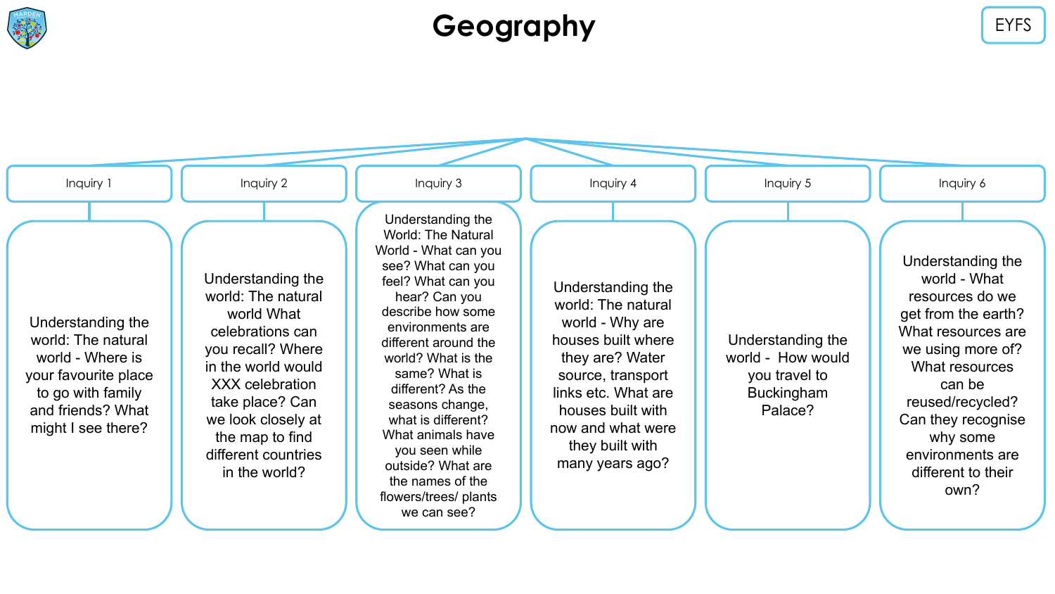# Geography

EYFS

### Inquiry 1

Understanding the world: The natural world - Where is your favourite place to go with family and friends? What might I see there?

### Inquiry 2

Understanding the world: The natural world What celebrations can you recall? Where in the world would XXX celebration take place? Can we look closely at the map to find different countries in the world?

### Inquiry 3

Understanding the World: The Natural World - What can you see? What can you feel? What can you hear? Can you describe how some environments are different around the world? What is the same? What is different? As the seasons change, what is different? What animals have you seen while outside? What are the names of the flowers/trees/ plants we can see?

### Inquiry 4

Understanding the world: The natural world - Why are houses built where they are? Water source, transport links etc. What are houses built with now and what were they built with many years ago?

### Inquiry 5

Understanding the world - How would you travel to Buckingham Palace?

### Inquiry 6

Understanding the world - What resources do we get from the earth? What resources are we using more of? What resources can be reused/recycled? Can they recognise why some environments are different to their own?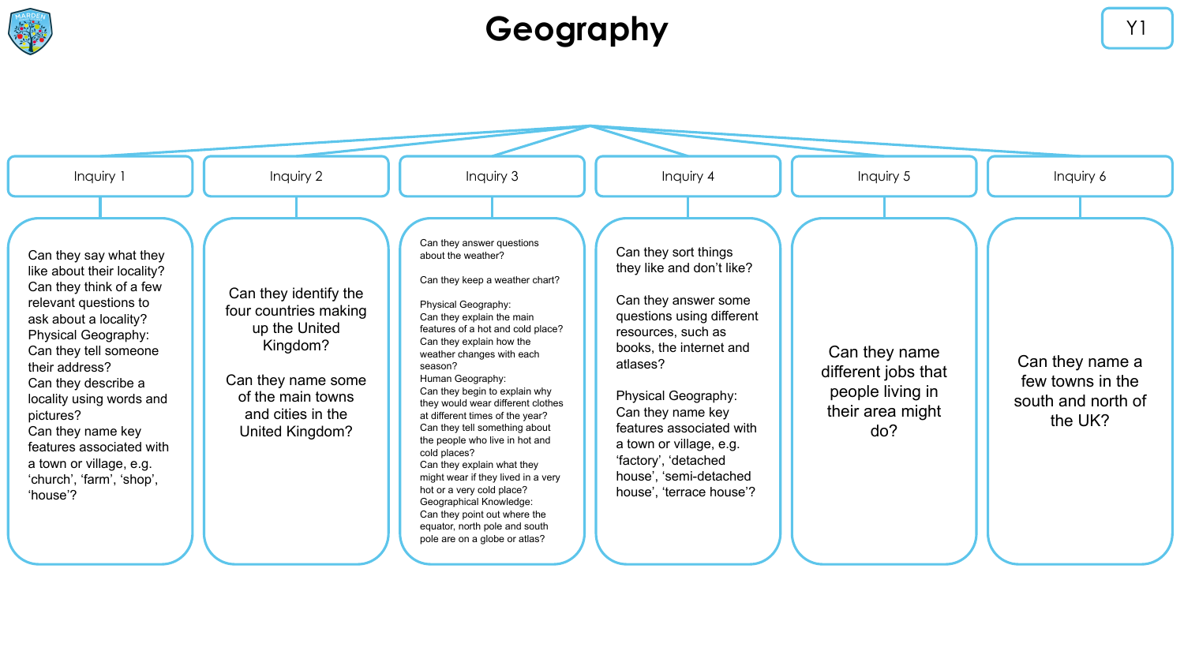# Geography

Y1

## Inquiry 1

Can they say what they like about their locality?
Can they think of a few relevant questions to ask about a locality?
Physical Geography:
Can they tell someone their address?
Can they describe a locality using words and pictures?
Can they name key features associated with a town or village, e.g. 'church', 'farm', 'shop', 'house'?

## Inquiry 2

Can they identify the four countries making up the United Kingdom?

Can they name some of the main towns and cities in the United Kingdom?

## Inquiry 3

Can they answer questions about the weather?

Can they keep a weather chart?

Physical Geography:
Can they explain the main features of a hot and cold place?
Can they explain how the weather changes with each season?
Human Geography:
Can they begin to explain why they would wear different clothes at different times of the year?
Can they tell something about the people who live in hot and cold places?
Can they explain what they might wear if they lived in a very hot or a very cold place?
Geographical Knowledge:
Can they point out where the equator, north pole and south pole are on a globe or atlas?

## Inquiry 4

Can they sort things they like and don't like?

Can they answer some questions using different resources, such as books, the internet and atlases?

Physical Geography:
Can they name key features associated with a town or village, e.g. 'factory', 'detached house', 'semi-detached house', 'terrace house'?

## Inquiry 5

Can they name different jobs that people living in their area might do?

## Inquiry 6

Can they name a few towns in the south and north of the UK?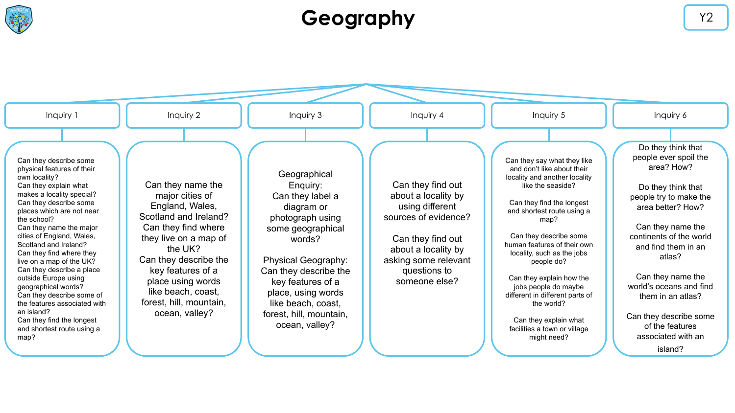# Geography

Y2

## Inquiry 1

Can they describe some physical features of their own locality?
Can they explain what makes a locality special?
Can they describe some places which are not near the school?
Can they name the major cities of England, Wales, Scotland and Ireland?
Can they find where they live on a map of the UK?
Can they describe a place outside Europe using geographical words?
Can they describe some of the features associated with an island?
Can they find the longest and shortest route using a map?

## Inquiry 2

Can they name the major cities of England, Wales, Scotland and Ireland?
Can they find where they live on a map of the UK?
Can they describe the key features of a place using words like beach, coast, forest, hill, mountain, ocean, valley?

## Inquiry 3

Geographical Enquiry:
Can they label a diagram or photograph using some geographical words?

Physical Geography:
Can they describe the key features of a place, using words like beach, coast, forest, hill, mountain, ocean, valley?

## Inquiry 4

Can they find out about a locality by using different sources of evidence?

Can they find out about a locality by asking some relevant questions to someone else?

## Inquiry 5

Can they say what they like and don't like about their locality and another locality like the seaside?

Can they find the longest and shortest route using a map?

Can they describe some human features of their own locality, such as the jobs people do?

Can they explain how the jobs people do maybe different in different parts of the world?

Can they explain what facilities a town or village might need?

## Inquiry 6

Do they think that people ever spoil the area? How?

Do they think that people try to make the area better? How?

Can they name the continents of the world and find them in an atlas?

Can they name the world's oceans and find them in an atlas?

Can they describe some of the features associated with an island?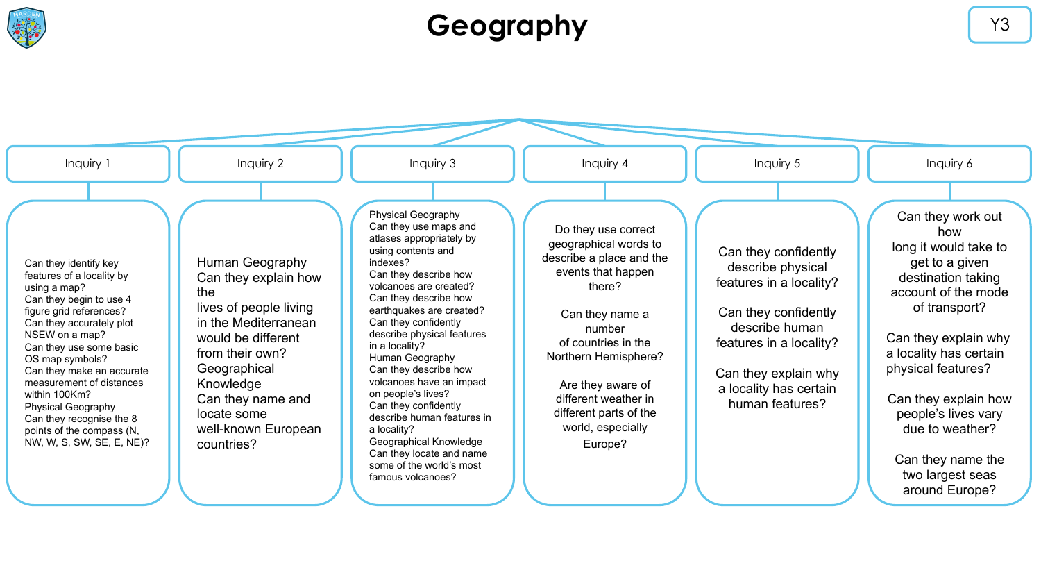# Geography

Y3

## Inquiry 1

Can they identify key features of a locality by using a map?
Can they begin to use 4 figure grid references?
Can they accurately plot NSEW on a map?
Can they use some basic OS map symbols?
Can they make an accurate measurement of distances within 100Km?
Physical Geography
Can they recognise the 8 points of the compass (N, NW, W, S, SW, SE, E, NE)?

## Inquiry 2

Human Geography
Can they explain how the lives of people living in the Mediterranean would be different from their own?
Geographical Knowledge
Can they name and locate some well-known European countries?

## Inquiry 3

Physical Geography
Can they use maps and atlases appropriately by using contents and indexes?
Can they describe how volcanoes are created?
Can they describe how earthquakes are created?
Can they confidently describe physical features in a locality?
Human Geography
Can they describe how volcanoes have an impact on people's lives?
Can they confidently describe human features in a locality?
Geographical Knowledge
Can they locate and name some of the world's most famous volcanoes?

## Inquiry 4

Do they use correct geographical words to describe a place and the events that happen there?

Can they name a number of countries in the Northern Hemisphere?

Are they aware of different weather in different parts of the world, especially Europe?

## Inquiry 5

Can they confidently describe physical features in a locality?

Can they confidently describe human features in a locality?

Can they explain why a locality has certain human features?

## Inquiry 6

Can they work out how long it would take to get to a given destination taking account of the mode of transport?

Can they explain why a locality has certain physical features?

Can they explain how people's lives vary due to weather?

Can they name the two largest seas around Europe?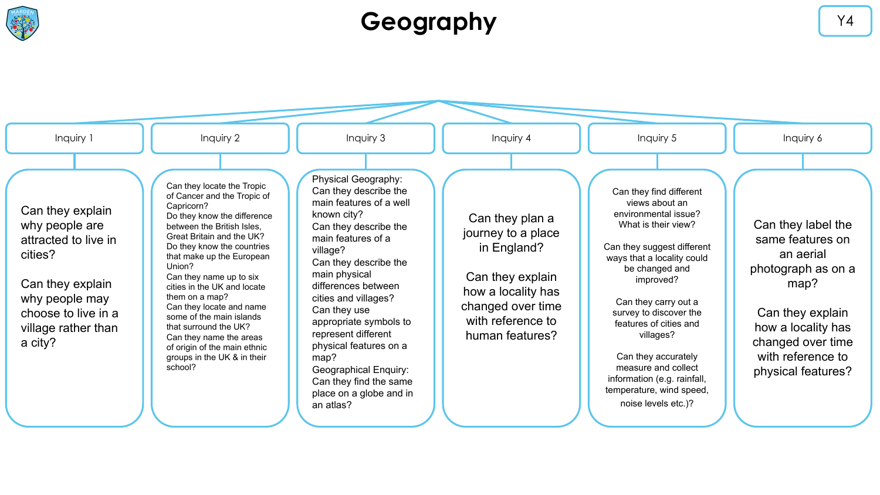# Geography

Y4

## Inquiry 1

Can they explain why people are attracted to live in cities?

Can they explain why people may choose to live in a village rather than a city?

## Inquiry 2

Can they locate the Tropic of Cancer and the Tropic of Capricorn?
Do they know the difference between the British Isles, Great Britain and the UK?
Do they know the countries that make up the European Union?
Can they name up to six cities in the UK and locate them on a map?
Can they locate and name some of the main islands that surround the UK?
Can they name the areas of origin of the main ethnic groups in the UK & in their school?

## Inquiry 3

Physical Geography:
Can they describe the main features of a well known city?
Can they describe the main features of a village?
Can they describe the main physical differences between cities and villages?
Can they use appropriate symbols to represent different physical features on a map?
Geographical Enquiry:
Can they find the same place on a globe and in an atlas?

## Inquiry 4

Can they plan a journey to a place in England?

Can they explain how a locality has changed over time with reference to human features?

## Inquiry 5

Can they find different views about an environmental issue? What is their view?

Can they suggest different ways that a locality could be changed and improved?

Can they carry out a survey to discover the features of cities and villages?

Can they accurately measure and collect information (e.g. rainfall, temperature, wind speed, noise levels etc.)?

## Inquiry 6

Can they label the same features on an aerial photograph as on a map?

Can they explain how a locality has changed over time with reference to physical features?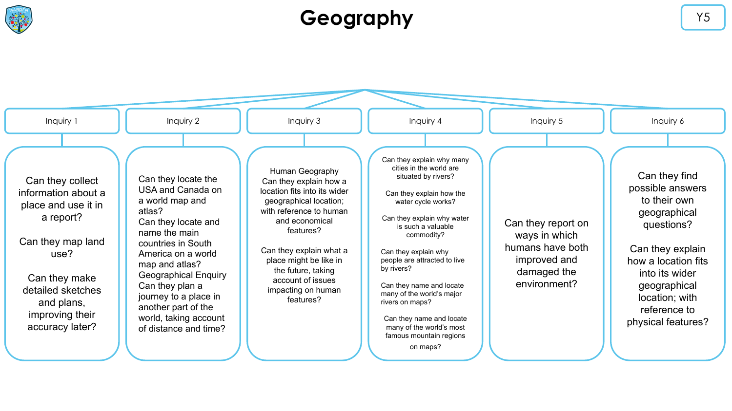# Geography

Y5

## Inquiry 1

Can they collect information about a place and use it in a report?

Can they map land use?

Can they make detailed sketches and plans, improving their accuracy later?

## Inquiry 2

Can they locate the USA and Canada on a world map and atlas?
Can they locate and name the main countries in South America on a world map and atlas?
Geographical Enquiry
Can they plan a journey to a place in another part of the world, taking account of distance and time?

## Inquiry 3

Human Geography
Can they explain how a location fits into its wider geographical location; with reference to human and economical features?

Can they explain what a place might be like in the future, taking account of issues impacting on human features?

## Inquiry 4

Can they explain why many cities in the world are situated by rivers?

Can they explain how the water cycle works?

Can they explain why water is such a valuable commodity?

Can they explain why people are attracted to live by rivers?

Can they name and locate many of the world's major rivers on maps?

Can they name and locate many of the world's most famous mountain regions on maps?

## Inquiry 5

Can they report on ways in which humans have both improved and damaged the environment?

## Inquiry 6

Can they find possible answers to their own geographical questions?

Can they explain how a location fits into its wider geographical location; with reference to physical features?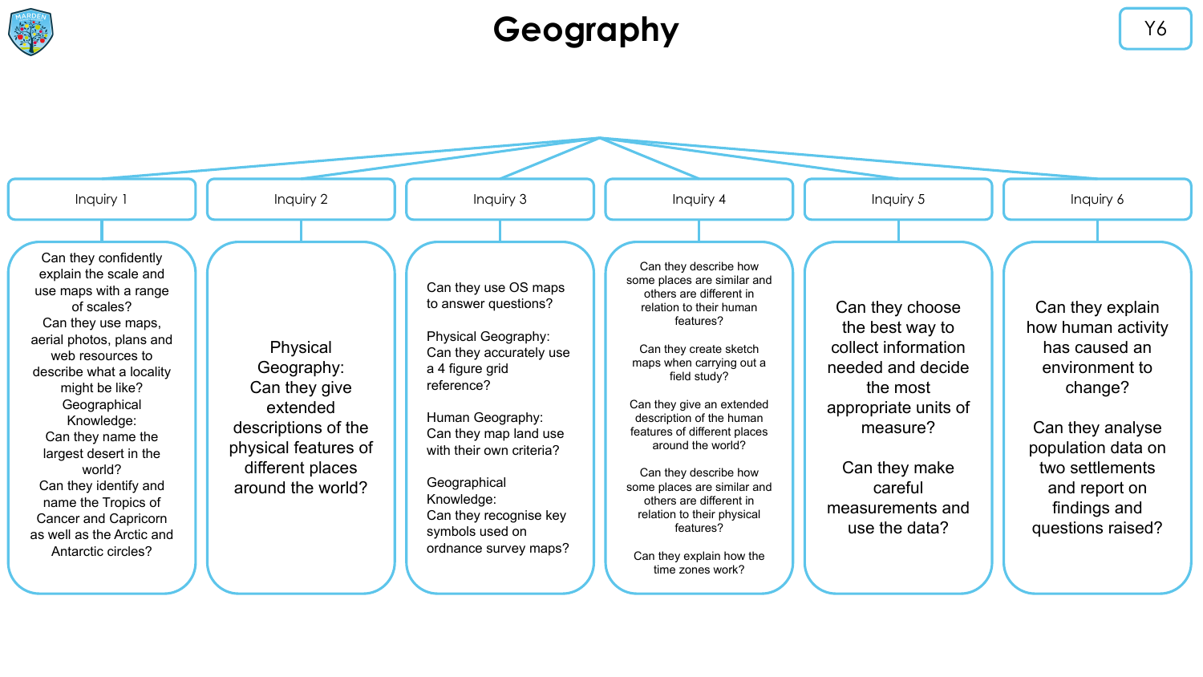# Geography

Y6

## Inquiry 1

Can they confidently explain the scale and use maps with a range of scales?
Can they use maps, aerial photos, plans and web resources to describe what a locality might be like?
Geographical Knowledge:
Can they name the largest desert in the world?
Can they identify and name the Tropics of Cancer and Capricorn as well as the Arctic and Antarctic circles?

## Inquiry 2

Physical Geography:
Can they give extended descriptions of the physical features of different places around the world?

## Inquiry 3

Can they use OS maps to answer questions?

Physical Geography:
Can they accurately use a 4 figure grid reference?

Human Geography:
Can they map land use with their own criteria?

Geographical Knowledge:
Can they recognise key symbols used on ordnance survey maps?

## Inquiry 4

Can they describe how some places are similar and others are different in relation to their human features?

Can they create sketch maps when carrying out a field study?

Can they give an extended description of the human features of different places around the world?

Can they describe how some places are similar and others are different in relation to their physical features?

Can they explain how the time zones work?

## Inquiry 5

Can they choose the best way to collect information needed and decide the most appropriate units of measure?

Can they make careful measurements and use the data?

## Inquiry 6

Can they explain how human activity has caused an environment to change?

Can they analyse population data on two settlements and report on findings and questions raised?